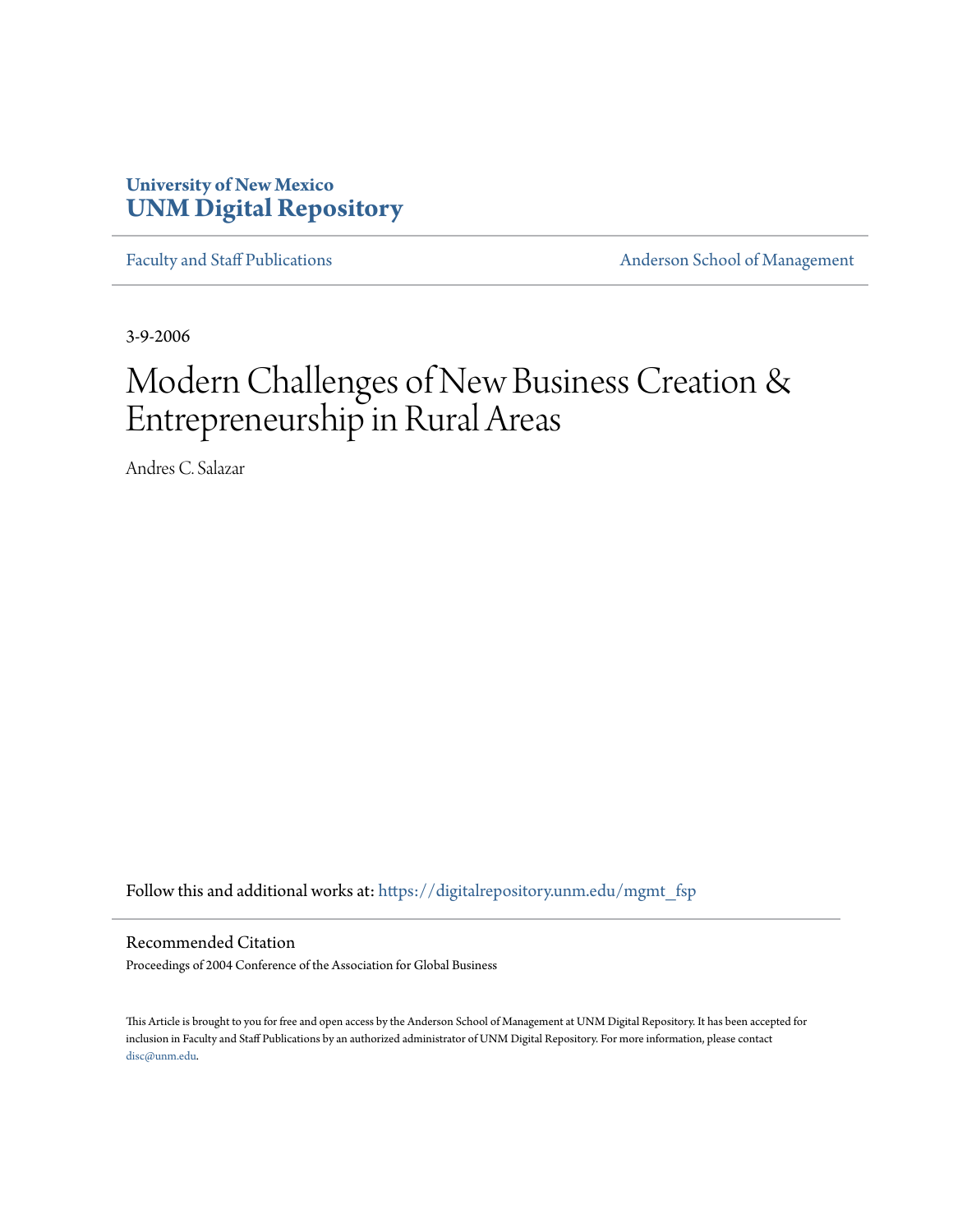University of New Mexico
**UNM Digital Repository**

Faculty and Staff Publications | Anderson School of Management

3-9-2006

# Modern Challenges of New Business Creation & Entrepreneurship in Rural Areas

Andres C. Salazar

Follow this and additional works at: https://digitalrepository.unm.edu/mgmt_fsp

## Recommended Citation

Proceedings of 2004 Conference of the Association for Global Business

This Article is brought to you for free and open access by the Anderson School of Management at UNM Digital Repository. It has been accepted for inclusion in Faculty and Staff Publications by an authorized administrator of UNM Digital Repository. For more information, please contact disc@unm.edu.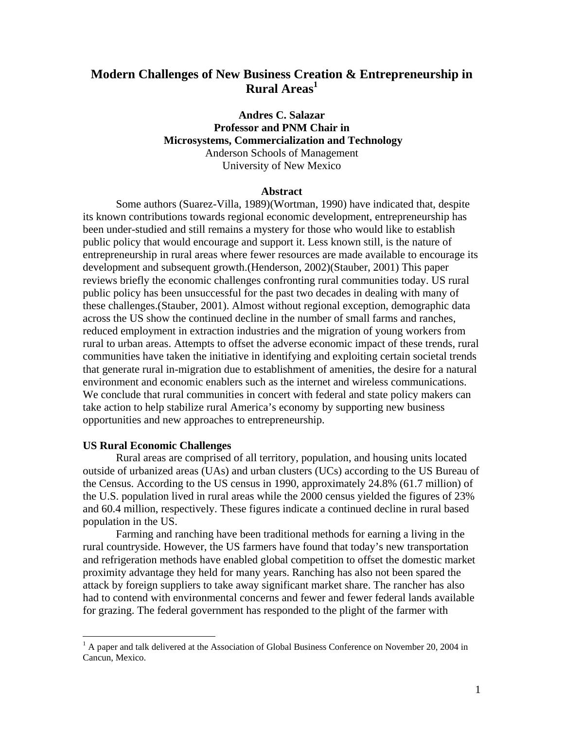# Modern Challenges of New Business Creation & Entrepreneurship in Rural Areas[1]

**Andres C. Salazar**
**Professor and PNM Chair in**
**Microsystems, Commercialization and Technology**
Anderson Schools of Management
University of New Mexico

## Abstract

Some authors (Suarez-Villa, 1989)(Wortman, 1990) have indicated that, despite its known contributions towards regional economic development, entrepreneurship has been under-studied and still remains a mystery for those who would like to establish public policy that would encourage and support it. Less known still, is the nature of entrepreneurship in rural areas where fewer resources are made available to encourage its development and subsequent growth.(Henderson, 2002)(Stauber, 2001) This paper reviews briefly the economic challenges confronting rural communities today. US rural public policy has been unsuccessful for the past two decades in dealing with many of these challenges.(Stauber, 2001). Almost without regional exception, demographic data across the US show the continued decline in the number of small farms and ranches, reduced employment in extraction industries and the migration of young workers from rural to urban areas. Attempts to offset the adverse economic impact of these trends, rural communities have taken the initiative in identifying and exploiting certain societal trends that generate rural in-migration due to establishment of amenities, the desire for a natural environment and economic enablers such as the internet and wireless communications. We conclude that rural communities in concert with federal and state policy makers can take action to help stabilize rural America's economy by supporting new business opportunities and new approaches to entrepreneurship.

## US Rural Economic Challenges

Rural areas are comprised of all territory, population, and housing units located outside of urbanized areas (UAs) and urban clusters (UCs) according to the US Bureau of the Census. According to the US census in 1990, approximately 24.8% (61.7 million) of the U.S. population lived in rural areas while the 2000 census yielded the figures of 23% and 60.4 million, respectively. These figures indicate a continued decline in rural based population in the US.

Farming and ranching have been traditional methods for earning a living in the rural countryside. However, the US farmers have found that today's new transportation and refrigeration methods have enabled global competition to offset the domestic market proximity advantage they held for many years. Ranching has also not been spared the attack by foreign suppliers to take away significant market share. The rancher has also had to contend with environmental concerns and fewer and fewer federal lands available for grazing. The federal government has responded to the plight of the farmer with

[1] A paper and talk delivered at the Association of Global Business Conference on November 20, 2004 in Cancun, Mexico.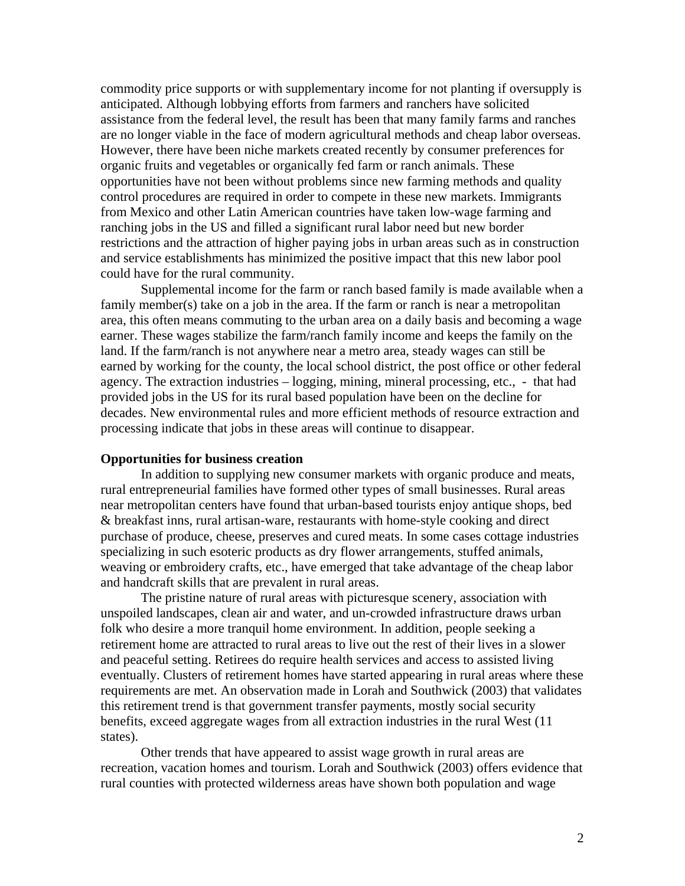commodity price supports or with supplementary income for not planting if oversupply is anticipated. Although lobbying efforts from farmers and ranchers have solicited assistance from the federal level, the result has been that many family farms and ranches are no longer viable in the face of modern agricultural methods and cheap labor overseas. However, there have been niche markets created recently by consumer preferences for organic fruits and vegetables or organically fed farm or ranch animals. These opportunities have not been without problems since new farming methods and quality control procedures are required in order to compete in these new markets. Immigrants from Mexico and other Latin American countries have taken low-wage farming and ranching jobs in the US and filled a significant rural labor need but new border restrictions and the attraction of higher paying jobs in urban areas such as in construction and service establishments has minimized the positive impact that this new labor pool could have for the rural community.

Supplemental income for the farm or ranch based family is made available when a family member(s) take on a job in the area. If the farm or ranch is near a metropolitan area, this often means commuting to the urban area on a daily basis and becoming a wage earner. These wages stabilize the farm/ranch family income and keeps the family on the land. If the farm/ranch is not anywhere near a metro area, steady wages can still be earned by working for the county, the local school district, the post office or other federal agency. The extraction industries – logging, mining, mineral processing, etc., - that had provided jobs in the US for its rural based population have been on the decline for decades. New environmental rules and more efficient methods of resource extraction and processing indicate that jobs in these areas will continue to disappear.

**Opportunities for business creation**

In addition to supplying new consumer markets with organic produce and meats, rural entrepreneurial families have formed other types of small businesses. Rural areas near metropolitan centers have found that urban-based tourists enjoy antique shops, bed & breakfast inns, rural artisan-ware, restaurants with home-style cooking and direct purchase of produce, cheese, preserves and cured meats. In some cases cottage industries specializing in such esoteric products as dry flower arrangements, stuffed animals, weaving or embroidery crafts, etc., have emerged that take advantage of the cheap labor and handcraft skills that are prevalent in rural areas.

The pristine nature of rural areas with picturesque scenery, association with unspoiled landscapes, clean air and water, and un-crowded infrastructure draws urban folk who desire a more tranquil home environment. In addition, people seeking a retirement home are attracted to rural areas to live out the rest of their lives in a slower and peaceful setting. Retirees do require health services and access to assisted living eventually. Clusters of retirement homes have started appearing in rural areas where these requirements are met. An observation made in Lorah and Southwick (2003) that validates this retirement trend is that government transfer payments, mostly social security benefits, exceed aggregate wages from all extraction industries in the rural West (11 states).

Other trends that have appeared to assist wage growth in rural areas are recreation, vacation homes and tourism. Lorah and Southwick (2003) offers evidence that rural counties with protected wilderness areas have shown both population and wage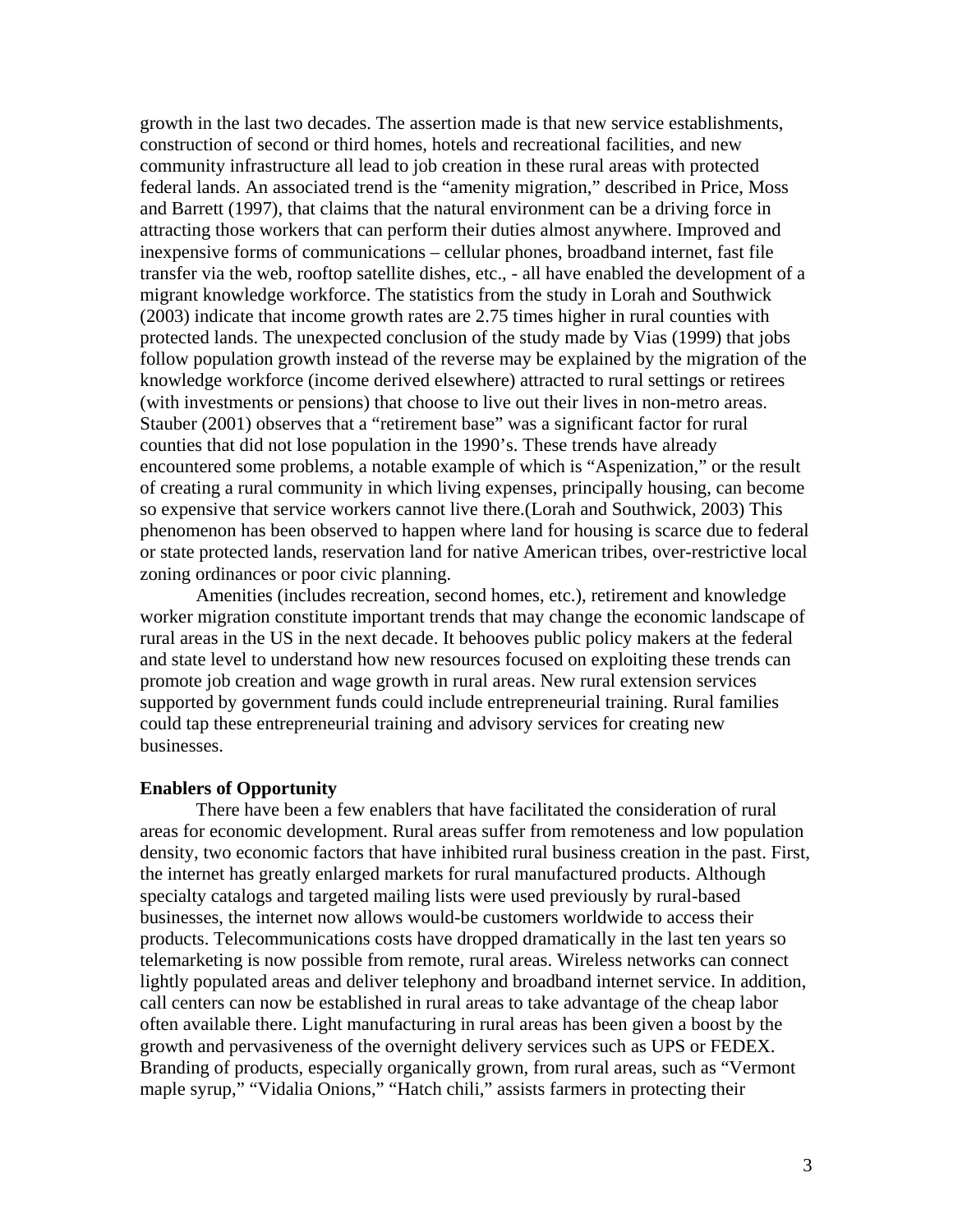growth in the last two decades. The assertion made is that new service establishments, construction of second or third homes, hotels and recreational facilities, and new community infrastructure all lead to job creation in these rural areas with protected federal lands. An associated trend is the "amenity migration," described in Price, Moss and Barrett (1997), that claims that the natural environment can be a driving force in attracting those workers that can perform their duties almost anywhere. Improved and inexpensive forms of communications – cellular phones, broadband internet, fast file transfer via the web, rooftop satellite dishes, etc., - all have enabled the development of a migrant knowledge workforce. The statistics from the study in Lorah and Southwick (2003) indicate that income growth rates are 2.75 times higher in rural counties with protected lands. The unexpected conclusion of the study made by Vias (1999) that jobs follow population growth instead of the reverse may be explained by the migration of the knowledge workforce (income derived elsewhere) attracted to rural settings or retirees (with investments or pensions) that choose to live out their lives in non-metro areas. Stauber (2001) observes that a "retirement base" was a significant factor for rural counties that did not lose population in the 1990's. These trends have already encountered some problems, a notable example of which is "Aspenization," or the result of creating a rural community in which living expenses, principally housing, can become so expensive that service workers cannot live there.(Lorah and Southwick, 2003) This phenomenon has been observed to happen where land for housing is scarce due to federal or state protected lands, reservation land for native American tribes, over-restrictive local zoning ordinances or poor civic planning.

Amenities (includes recreation, second homes, etc.), retirement and knowledge worker migration constitute important trends that may change the economic landscape of rural areas in the US in the next decade. It behooves public policy makers at the federal and state level to understand how new resources focused on exploiting these trends can promote job creation and wage growth in rural areas. New rural extension services supported by government funds could include entrepreneurial training. Rural families could tap these entrepreneurial training and advisory services for creating new businesses.

**Enablers of Opportunity**

There have been a few enablers that have facilitated the consideration of rural areas for economic development. Rural areas suffer from remoteness and low population density, two economic factors that have inhibited rural business creation in the past. First, the internet has greatly enlarged markets for rural manufactured products. Although specialty catalogs and targeted mailing lists were used previously by rural-based businesses, the internet now allows would-be customers worldwide to access their products. Telecommunications costs have dropped dramatically in the last ten years so telemarketing is now possible from remote, rural areas. Wireless networks can connect lightly populated areas and deliver telephony and broadband internet service. In addition, call centers can now be established in rural areas to take advantage of the cheap labor often available there. Light manufacturing in rural areas has been given a boost by the growth and pervasiveness of the overnight delivery services such as UPS or FEDEX. Branding of products, especially organically grown, from rural areas, such as "Vermont maple syrup," "Vidalia Onions," "Hatch chili," assists farmers in protecting their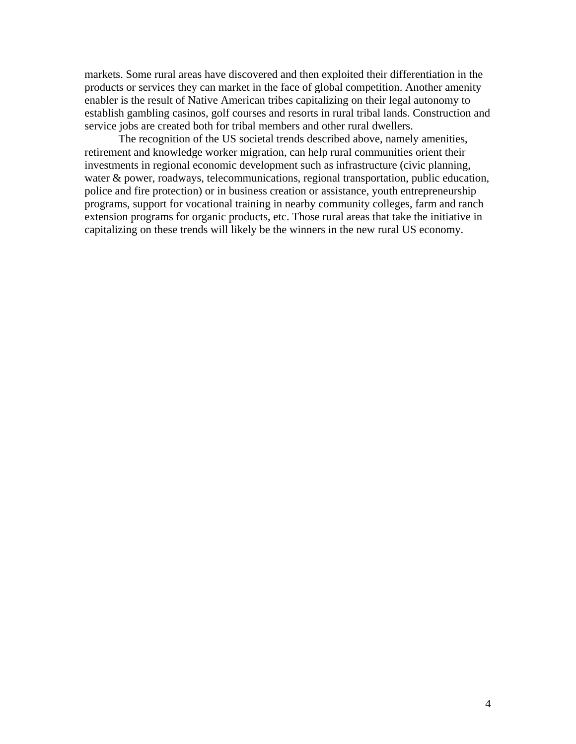markets. Some rural areas have discovered and then exploited their differentiation in the products or services they can market in the face of global competition. Another amenity enabler is the result of Native American tribes capitalizing on their legal autonomy to establish gambling casinos, golf courses and resorts in rural tribal lands. Construction and service jobs are created both for tribal members and other rural dwellers.

The recognition of the US societal trends described above, namely amenities, retirement and knowledge worker migration, can help rural communities orient their investments in regional economic development such as infrastructure (civic planning, water & power, roadways, telecommunications, regional transportation, public education, police and fire protection) or in business creation or assistance, youth entrepreneurship programs, support for vocational training in nearby community colleges, farm and ranch extension programs for organic products, etc. Those rural areas that take the initiative in capitalizing on these trends will likely be the winners in the new rural US economy.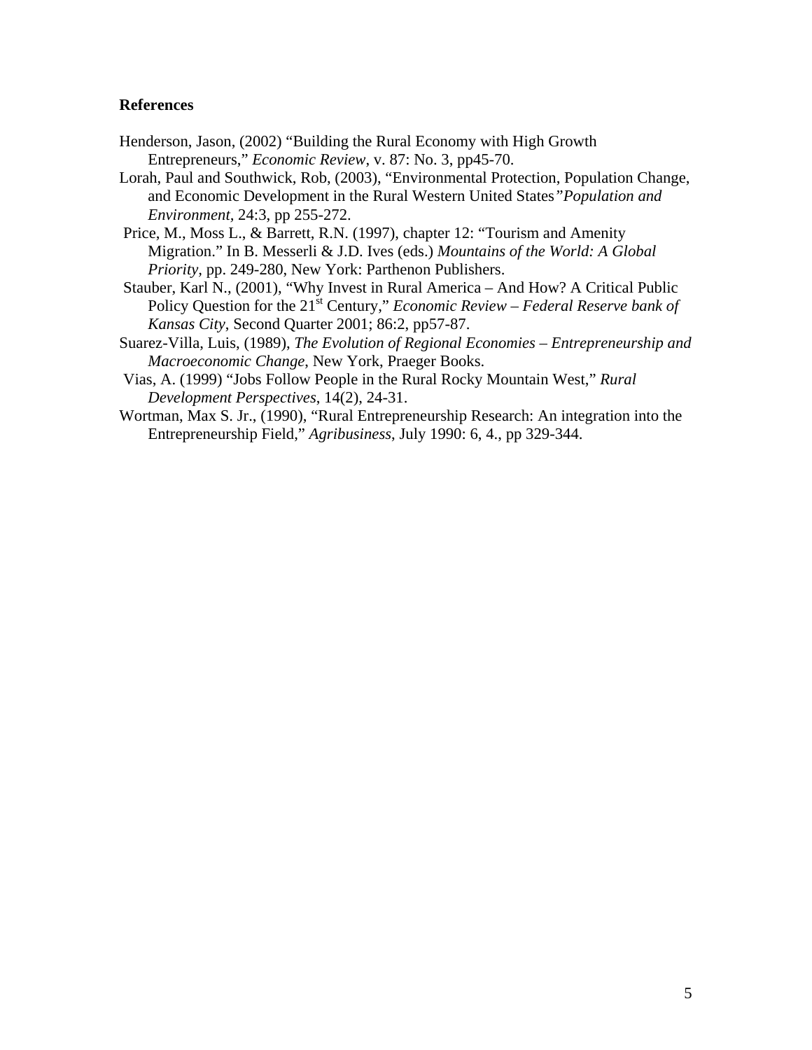**References**

Henderson, Jason, (2002) "Building the Rural Economy with High Growth Entrepreneurs," *Economic Review*, v. 87: No. 3, pp45-70.

Lorah, Paul and Southwick, Rob, (2003), "Environmental Protection, Population Change, and Economic Development in the Rural Western United States*" Population and Environment,* 24:3, pp 255-272.

Price, M., Moss L., & Barrett, R.N. (1997), chapter 12: "Tourism and Amenity Migration." In B. Messerli & J.D. Ives (eds.) *Mountains of the World: A Global Priority*, pp. 249-280, New York: Parthenon Publishers.

Stauber, Karl N., (2001), "Why Invest in Rural America – And How? A Critical Public Policy Question for the 21st Century," *Economic Review – Federal Reserve bank of Kansas City*, Second Quarter 2001; 86:2, pp57-87.

Suarez-Villa, Luis, (1989), *The Evolution of Regional Economies – Entrepreneurship and Macroeconomic Change*, New York, Praeger Books.

Vias, A. (1999) "Jobs Follow People in the Rural Rocky Mountain West," *Rural Development Perspectives*, 14(2), 24-31.

Wortman, Max S. Jr., (1990), "Rural Entrepreneurship Research: An integration into the Entrepreneurship Field," *Agribusiness*, July 1990: 6, 4., pp 329-344.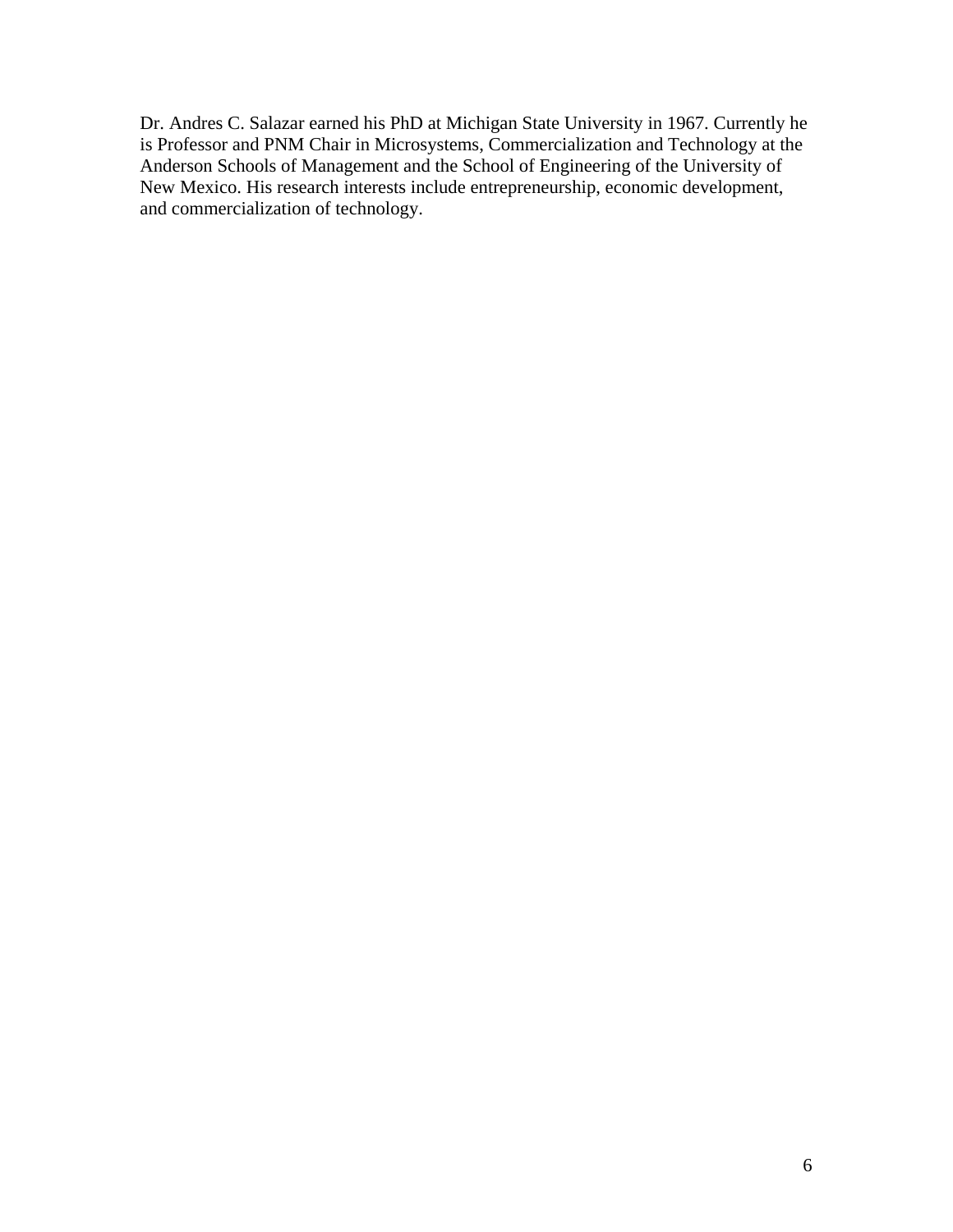Dr. Andres C. Salazar earned his PhD at Michigan State University in 1967. Currently he is Professor and PNM Chair in Microsystems, Commercialization and Technology at the Anderson Schools of Management and the School of Engineering of the University of New Mexico. His research interests include entrepreneurship, economic development, and commercialization of technology.